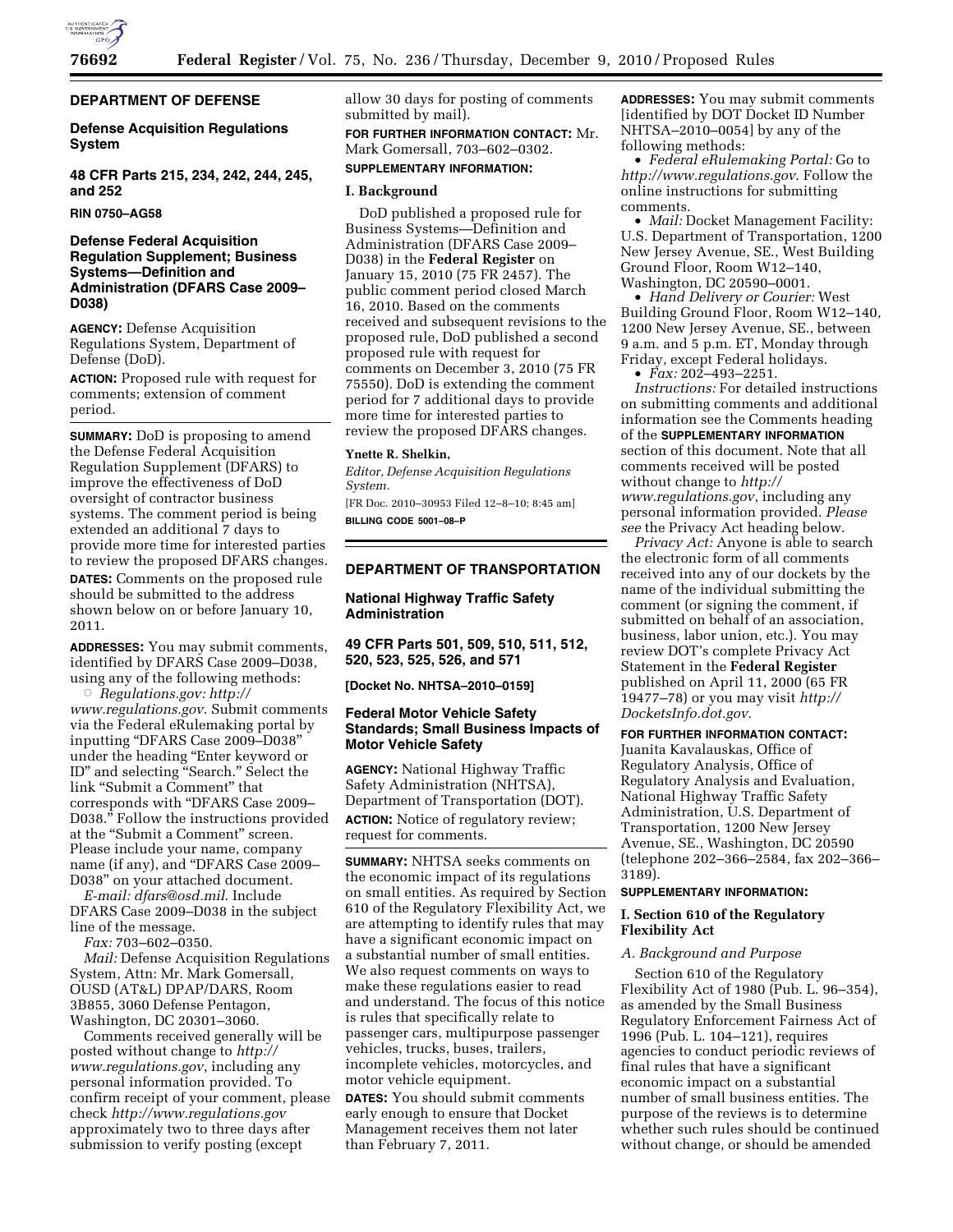## DEPARTMENT OF DEFENSE

### Defense Acquisition Regulations System

### 48 CFR Parts 215, 234, 242, 244, 245, and 252

**RIN 0750–AG58**

### Defense Federal Acquisition Regulation Supplement; Business Systems—Definition and Administration (DFARS Case 2009–D038)

**AGENCY:** Defense Acquisition Regulations System, Department of Defense (DoD).

**ACTION:** Proposed rule with request for comments; extension of comment period.

**SUMMARY:** DoD is proposing to amend the Defense Federal Acquisition Regulation Supplement (DFARS) to improve the effectiveness of DoD oversight of contractor business systems. The comment period is being extended an additional 7 days to provide more time for interested parties to review the proposed DFARS changes.

**DATES:** Comments on the proposed rule should be submitted to the address shown below on or before January 10, 2011.

**ADDRESSES:** You may submit comments, identified by DFARS Case 2009–D038, using any of the following methods:

- *Regulations.gov: http://www.regulations.gov.* Submit comments via the Federal eRulemaking portal by inputting "DFARS Case 2009–D038" under the heading "Enter keyword or ID" and selecting "Search." Select the link "Submit a Comment" that corresponds with "DFARS Case 2009–D038." Follow the instructions provided at the "Submit a Comment" screen. Please include your name, company name (if any), and "DFARS Case 2009–D038" on your attached document.

*E-mail: dfars@osd.mil.* Include DFARS Case 2009–D038 in the subject line of the message.

*Fax:* 703–602–0350.

*Mail:* Defense Acquisition Regulations System, Attn: Mr. Mark Gomersall, OUSD (AT&L) DPAP/DARS, Room 3B855, 3060 Defense Pentagon, Washington, DC 20301–3060.

Comments received generally will be posted without change to *http://www.regulations.gov*, including any personal information provided. To confirm receipt of your comment, please check *http://www.regulations.gov* approximately two to three days after submission to verify posting (except allow 30 days for posting of comments submitted by mail).

**FOR FURTHER INFORMATION CONTACT:** Mr. Mark Gomersall, 703–602–0302.

**SUPPLEMENTARY INFORMATION:**

**I. Background**

DoD published a proposed rule for Business Systems—Definition and Administration (DFARS Case 2009–D038) in the **Federal Register** on January 15, 2010 (75 FR 2457). The public comment period closed March 16, 2010. Based on the comments received and subsequent revisions to the proposed rule, DoD published a second proposed rule with request for comments on December 3, 2010 (75 FR 75550). DoD is extending the comment period for 7 additional days to provide more time for interested parties to review the proposed DFARS changes.

**Ynette R. Shelkin,**

*Editor, Defense Acquisition Regulations System.*

[FR Doc. 2010–30953 Filed 12–8–10; 8:45 am]

**BILLING CODE 5001–08–P**

## DEPARTMENT OF TRANSPORTATION

### National Highway Traffic Safety Administration

### 49 CFR Parts 501, 509, 510, 511, 512, 520, 523, 525, 526, and 571

**[Docket No. NHTSA–2010–0159]**

### Federal Motor Vehicle Safety Standards; Small Business Impacts of Motor Vehicle Safety

**AGENCY:** National Highway Traffic Safety Administration (NHTSA), Department of Transportation (DOT).

**ACTION:** Notice of regulatory review; request for comments.

**SUMMARY:** NHTSA seeks comments on the economic impact of its regulations on small entities. As required by Section 610 of the Regulatory Flexibility Act, we are attempting to identify rules that may have a significant economic impact on a substantial number of small entities. We also request comments on ways to make these regulations easier to read and understand. The focus of this notice is rules that specifically relate to passenger cars, multipurpose passenger vehicles, trucks, buses, trailers, incomplete vehicles, motorcycles, and motor vehicle equipment.

**DATES:** You should submit comments early enough to ensure that Docket Management receives them not later than February 7, 2011.

**ADDRESSES:** You may submit comments [identified by DOT Docket ID Number NHTSA–2010–0054] by any of the following methods:

- *Federal eRulemaking Portal:* Go to *http://www.regulations.gov*. Follow the online instructions for submitting comments.
- *Mail:* Docket Management Facility: U.S. Department of Transportation, 1200 New Jersey Avenue, SE., West Building Ground Floor, Room W12–140, Washington, DC 20590–0001.
- *Hand Delivery or Courier:* West Building Ground Floor, Room W12–140, 1200 New Jersey Avenue, SE., between 9 a.m. and 5 p.m. ET, Monday through Friday, except Federal holidays.
- *Fax:* 202–493–2251.

*Instructions:* For detailed instructions on submitting comments and additional information see the Comments heading of the **SUPPLEMENTARY INFORMATION** section of this document. Note that all comments received will be posted without change to *http://www.regulations.gov*, including any personal information provided. *Please see* the Privacy Act heading below.

*Privacy Act:* Anyone is able to search the electronic form of all comments received into any of our dockets by the name of the individual submitting the comment (or signing the comment, if submitted on behalf of an association, business, labor union, etc.). You may review DOT's complete Privacy Act Statement in the **Federal Register** published on April 11, 2000 (65 FR 19477–78) or you may visit *http://DocketsInfo.dot.gov.*

**FOR FURTHER INFORMATION CONTACT:** Juanita Kavalauskas, Office of Regulatory Analysis, Office of Regulatory Analysis and Evaluation, National Highway Traffic Safety Administration, U.S. Department of Transportation, 1200 New Jersey Avenue, SE., Washington, DC 20590 (telephone 202–366–2584, fax 202–366–3189).

**SUPPLEMENTARY INFORMATION:**

**I. Section 610 of the Regulatory Flexibility Act**

*A. Background and Purpose*

Section 610 of the Regulatory Flexibility Act of 1980 (Pub. L. 96–354), as amended by the Small Business Regulatory Enforcement Fairness Act of 1996 (Pub. L. 104–121), requires agencies to conduct periodic reviews of final rules that have a significant economic impact on a substantial number of small business entities. The purpose of the reviews is to determine whether such rules should be continued without change, or should be amended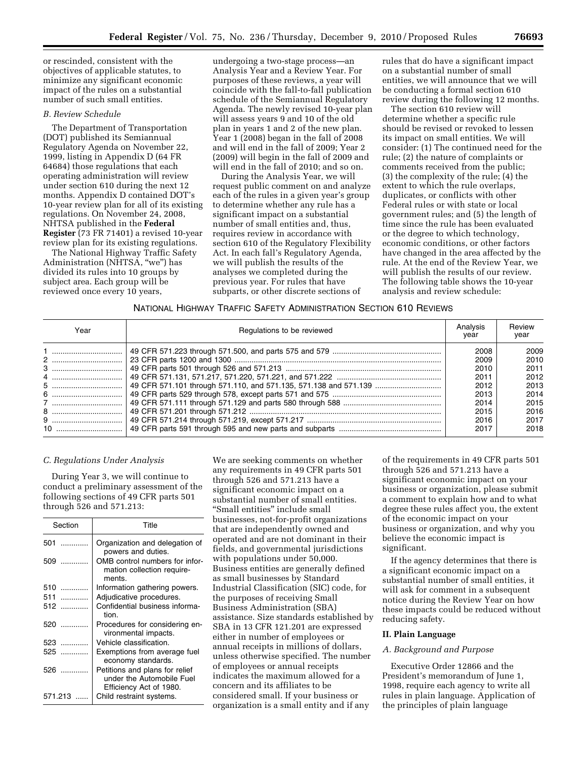or rescinded, consistent with the objectives of applicable statutes, to minimize any significant economic impact of the rules on a substantial number of such small entities.

### *B. Review Schedule*

The Department of Transportation (DOT) published its Semiannual Regulatory Agenda on November 22, 1999, listing in Appendix D (64 FR 64684) those regulations that each operating administration will review under section 610 during the next 12 months. Appendix D contained DOT's 10-year review plan for all of its existing regulations. On November 24, 2008, NHTSA published in the **Federal Register** (73 FR 71401) a revised 10-year review plan for its existing regulations.

The National Highway Traffic Safety Administration (NHTSA, "we") has divided its rules into 10 groups by subject area. Each group will be reviewed once every 10 years, undergoing a two-stage process—an Analysis Year and a Review Year. For purposes of these reviews, a year will coincide with the fall-to-fall publication schedule of the Semiannual Regulatory Agenda. The newly revised 10-year plan will assess years 9 and 10 of the old plan in years 1 and 2 of the new plan. Year 1 (2008) began in the fall of 2008 and will end in the fall of 2009; Year 2 (2009) will begin in the fall of 2009 and will end in the fall of 2010; and so on.

During the Analysis Year, we will request public comment on and analyze each of the rules in a given year's group to determine whether any rule has a significant impact on a substantial number of small entities and, thus, requires review in accordance with section 610 of the Regulatory Flexibility Act. In each fall's Regulatory Agenda, we will publish the results of the analyses we completed during the previous year. For rules that have subparts, or other discrete sections of rules that do have a significant impact on a substantial number of small entities, we will announce that we will be conducting a formal section 610 review during the following 12 months.

The section 610 review will determine whether a specific rule should be revised or revoked to lessen its impact on small entities. We will consider: (1) The continued need for the rule; (2) the nature of complaints or comments received from the public; (3) the complexity of the rule; (4) the extent to which the rule overlaps, duplicates, or conflicts with other Federal rules or with state or local government rules; and (5) the length of time since the rule has been evaluated or the degree to which technology, economic conditions, or other factors have changed in the area affected by the rule. At the end of the Review Year, we will publish the results of our review. The following table shows the 10-year analysis and review schedule:

NATIONAL HIGHWAY TRAFFIC SAFETY ADMINISTRATION SECTION 610 REVIEWS

| Year | Regulations to be reviewed | Analysis year | Review year |
|---|---|---|---|
| 1 | 49 CFR 571.223 through 571.500, and parts 575 and 579 | 2008 | 2009 |
| 2 | 23 CFR parts 1200 and 1300 | 2009 | 2010 |
| 3 | 49 CFR parts 501 through 526 and 571.213 | 2010 | 2011 |
| 4 | 49 CFR 571.131, 571.217, 571.220, 571.221, and 571.222 | 2011 | 2012 |
| 5 | 49 CFR 571.101 through 571.110, and 571.135, 571.138 and 571.139 | 2012 | 2013 |
| 6 | 49 CFR parts 529 through 578, except parts 571 and 575 | 2013 | 2014 |
| 7 | 49 CFR 571.111 through 571.129 and parts 580 through 588 | 2014 | 2015 |
| 8 | 49 CFR 571.201 through 571.212 | 2015 | 2016 |
| 9 | 49 CFR 571.214 through 571.219, except 571.217 | 2016 | 2017 |
| 10 | 49 CFR parts 591 through 595 and new parts and subparts | 2017 | 2018 |

### *C. Regulations Under Analysis*

During Year 3, we will continue to conduct a preliminary assessment of the following sections of 49 CFR parts 501 through 526 and 571.213:

| Section | Title |
|---|---|
| 501 | Organization and delegation of powers and duties. |
| 509 | OMB control numbers for information collection requirements. |
| 510 | Information gathering powers. |
| 511 | Adjudicative procedures. |
| 512 | Confidential business information. |
| 520 | Procedures for considering environmental impacts. |
| 523 | Vehicle classification. |
| 525 | Exemptions from average fuel economy standards. |
| 526 | Petitions and plans for relief under the Automobile Fuel Efficiency Act of 1980. |
| 571.213 | Child restraint systems. |

We are seeking comments on whether any requirements in 49 CFR parts 501 through 526 and 571.213 have a significant economic impact on a substantial number of small entities. "Small entities" include small businesses, not-for-profit organizations that are independently owned and operated and are not dominant in their fields, and governmental jurisdictions with populations under 50,000. Business entities are generally defined as small businesses by Standard Industrial Classification (SIC) code, for the purposes of receiving Small Business Administration (SBA) assistance. Size standards established by SBA in 13 CFR 121.201 are expressed either in number of employees or annual receipts in millions of dollars, unless otherwise specified. The number of employees or annual receipts indicates the maximum allowed for a concern and its affiliates to be considered small. If your business or organization is a small entity and if any of the requirements in 49 CFR parts 501 through 526 and 571.213 have a significant economic impact on your business or organization, please submit a comment to explain how and to what degree these rules affect you, the extent of the economic impact on your business or organization, and why you believe the economic impact is significant.

If the agency determines that there is a significant economic impact on a substantial number of small entities, it will ask for comment in a subsequent notice during the Review Year on how these impacts could be reduced without reducing safety.

## II. Plain Language

### *A. Background and Purpose*

Executive Order 12866 and the President's memorandum of June 1, 1998, require each agency to write all rules in plain language. Application of the principles of plain language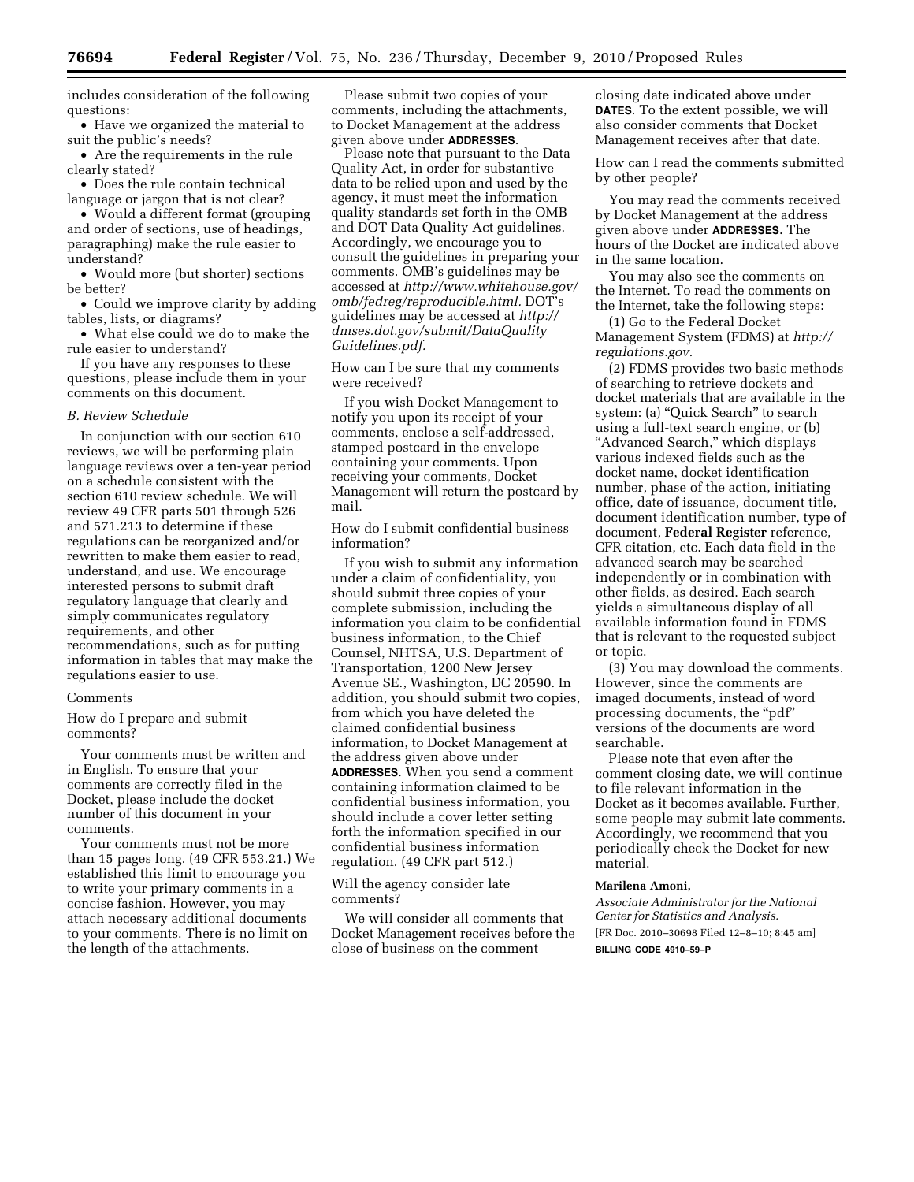includes consideration of the following questions:

- Have we organized the material to suit the public's needs?
- Are the requirements in the rule clearly stated?
- Does the rule contain technical language or jargon that is not clear?
- Would a different format (grouping and order of sections, use of headings, paragraphing) make the rule easier to understand?
- Would more (but shorter) sections be better?
- Could we improve clarity by adding tables, lists, or diagrams?
- What else could we do to make the rule easier to understand?

If you have any responses to these questions, please include them in your comments on this document.

*B. Review Schedule*

In conjunction with our section 610 reviews, we will be performing plain language reviews over a ten-year period on a schedule consistent with the section 610 review schedule. We will review 49 CFR parts 501 through 526 and 571.213 to determine if these regulations can be reorganized and/or rewritten to make them easier to read, understand, and use. We encourage interested persons to submit draft regulatory language that clearly and simply communicates regulatory requirements, and other recommendations, such as for putting information in tables that may make the regulations easier to use.

Comments

How do I prepare and submit comments?

Your comments must be written and in English. To ensure that your comments are correctly filed in the Docket, please include the docket number of this document in your comments.

Your comments must not be more than 15 pages long. (49 CFR 553.21.) We established this limit to encourage you to write your primary comments in a concise fashion. However, you may attach necessary additional documents to your comments. There is no limit on the length of the attachments.

Please submit two copies of your comments, including the attachments, to Docket Management at the address given above under **ADDRESSES**.

Please note that pursuant to the Data Quality Act, in order for substantive data to be relied upon and used by the agency, it must meet the information quality standards set forth in the OMB and DOT Data Quality Act guidelines. Accordingly, we encourage you to consult the guidelines in preparing your comments. OMB's guidelines may be accessed at *http://www.whitehouse.gov/omb/fedreg/reproducible.html.* DOT's guidelines may be accessed at *http://dmses.dot.gov/submit/DataQualityGuidelines.pdf.*

How can I be sure that my comments were received?

If you wish Docket Management to notify you upon its receipt of your comments, enclose a self-addressed, stamped postcard in the envelope containing your comments. Upon receiving your comments, Docket Management will return the postcard by mail.

How do I submit confidential business information?

If you wish to submit any information under a claim of confidentiality, you should submit three copies of your complete submission, including the information you claim to be confidential business information, to the Chief Counsel, NHTSA, U.S. Department of Transportation, 1200 New Jersey Avenue SE., Washington, DC 20590. In addition, you should submit two copies, from which you have deleted the claimed confidential business information, to Docket Management at the address given above under **ADDRESSES**. When you send a comment containing information claimed to be confidential business information, you should include a cover letter setting forth the information specified in our confidential business information regulation. (49 CFR part 512.)

Will the agency consider late comments?

We will consider all comments that Docket Management receives before the close of business on the comment closing date indicated above under **DATES**. To the extent possible, we will also consider comments that Docket Management receives after that date.

How can I read the comments submitted by other people?

You may read the comments received by Docket Management at the address given above under **ADDRESSES**. The hours of the Docket are indicated above in the same location.

You may also see the comments on the Internet. To read the comments on the Internet, take the following steps:

(1) Go to the Federal Docket Management System (FDMS) at *http://regulations.gov.*

(2) FDMS provides two basic methods of searching to retrieve dockets and docket materials that are available in the system: (a) "Quick Search" to search using a full-text search engine, or (b) "Advanced Search," which displays various indexed fields such as the docket name, docket identification number, phase of the action, initiating office, date of issuance, document title, document identification number, type of document, **Federal Register** reference, CFR citation, etc. Each data field in the advanced search may be searched independently or in combination with other fields, as desired. Each search yields a simultaneous display of all available information found in FDMS that is relevant to the requested subject or topic.

(3) You may download the comments. However, since the comments are imaged documents, instead of word processing documents, the "pdf" versions of the documents are word searchable.

Please note that even after the comment closing date, we will continue to file relevant information in the Docket as it becomes available. Further, some people may submit late comments. Accordingly, we recommend that you periodically check the Docket for new material.

**Marilena Amoni,**

*Associate Administrator for the National Center for Statistics and Analysis.*

[FR Doc. 2010–30698 Filed 12–8–10; 8:45 am]

**BILLING CODE 4910–59–P**